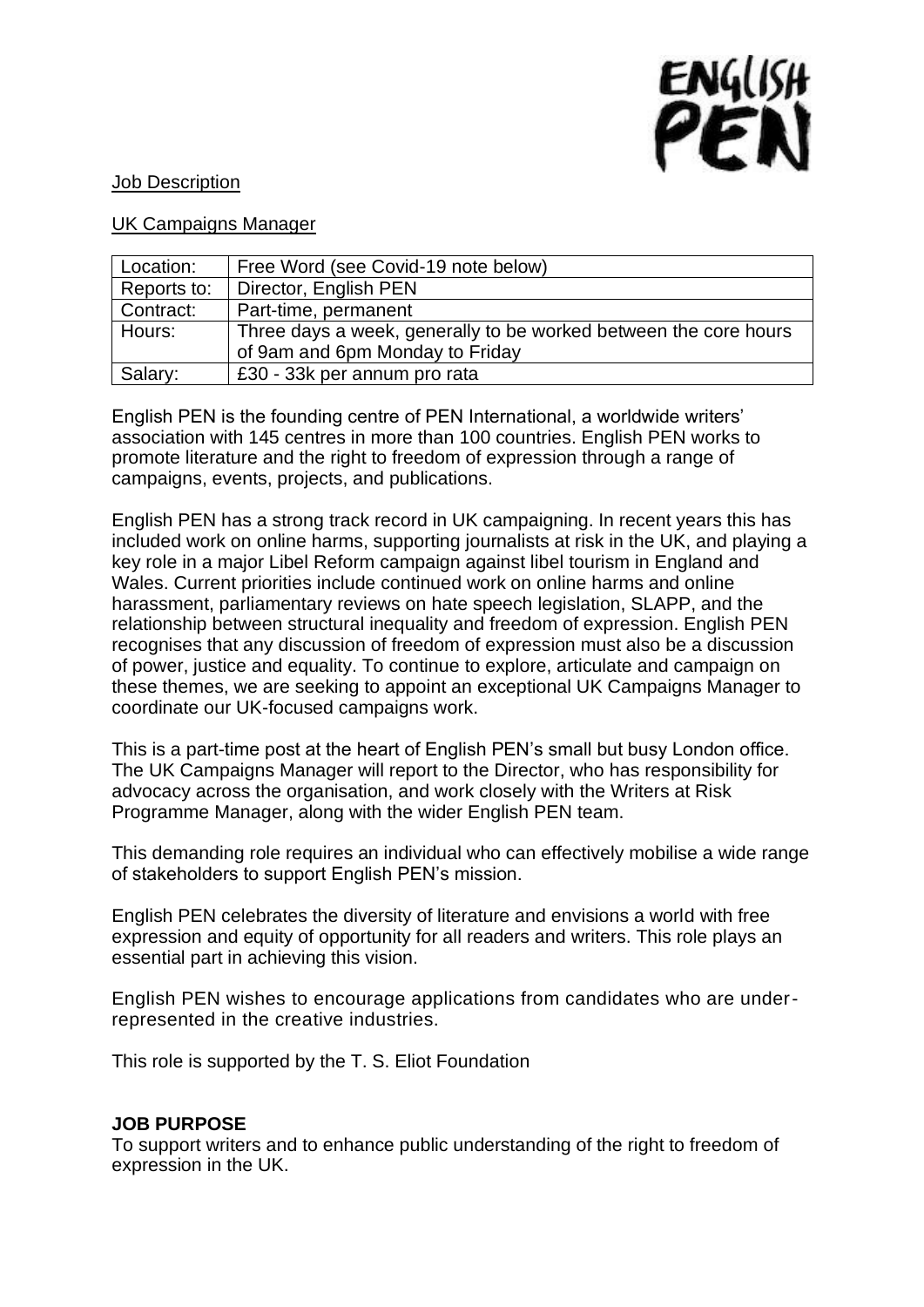ENGLISH PEN

Job Description

UK Campaigns Manager

| Location: | Free Word (see Covid-19 note below) |
| --- | --- |
| Reports to: | Director, English PEN |
| Contract: | Part-time, permanent |
| Hours: | Three days a week, generally to be worked between the core hours of 9am and 6pm Monday to Friday |
| Salary: | £30 - 33k per annum pro rata |

English PEN is the founding centre of PEN International, a worldwide writers' association with 145 centres in more than 100 countries. English PEN works to promote literature and the right to freedom of expression through a range of campaigns, events, projects, and publications.

English PEN has a strong track record in UK campaigning. In recent years this has included work on online harms, supporting journalists at risk in the UK, and playing a key role in a major Libel Reform campaign against libel tourism in England and Wales. Current priorities include continued work on online harms and online harassment, parliamentary reviews on hate speech legislation, SLAPP, and the relationship between structural inequality and freedom of expression. English PEN recognises that any discussion of freedom of expression must also be a discussion of power, justice and equality. To continue to explore, articulate and campaign on these themes, we are seeking to appoint an exceptional UK Campaigns Manager to coordinate our UK-focused campaigns work.

This is a part-time post at the heart of English PEN's small but busy London office. The UK Campaigns Manager will report to the Director, who has responsibility for advocacy across the organisation, and work closely with the Writers at Risk Programme Manager, along with the wider English PEN team.

This demanding role requires an individual who can effectively mobilise a wide range of stakeholders to support English PEN's mission.

English PEN celebrates the diversity of literature and envisions a world with free expression and equity of opportunity for all readers and writers. This role plays an essential part in achieving this vision.

English PEN wishes to encourage applications from candidates who are under-represented in the creative industries.

This role is supported by the T. S. Eliot Foundation

**JOB PURPOSE**

To support writers and to enhance public understanding of the right to freedom of expression in the UK.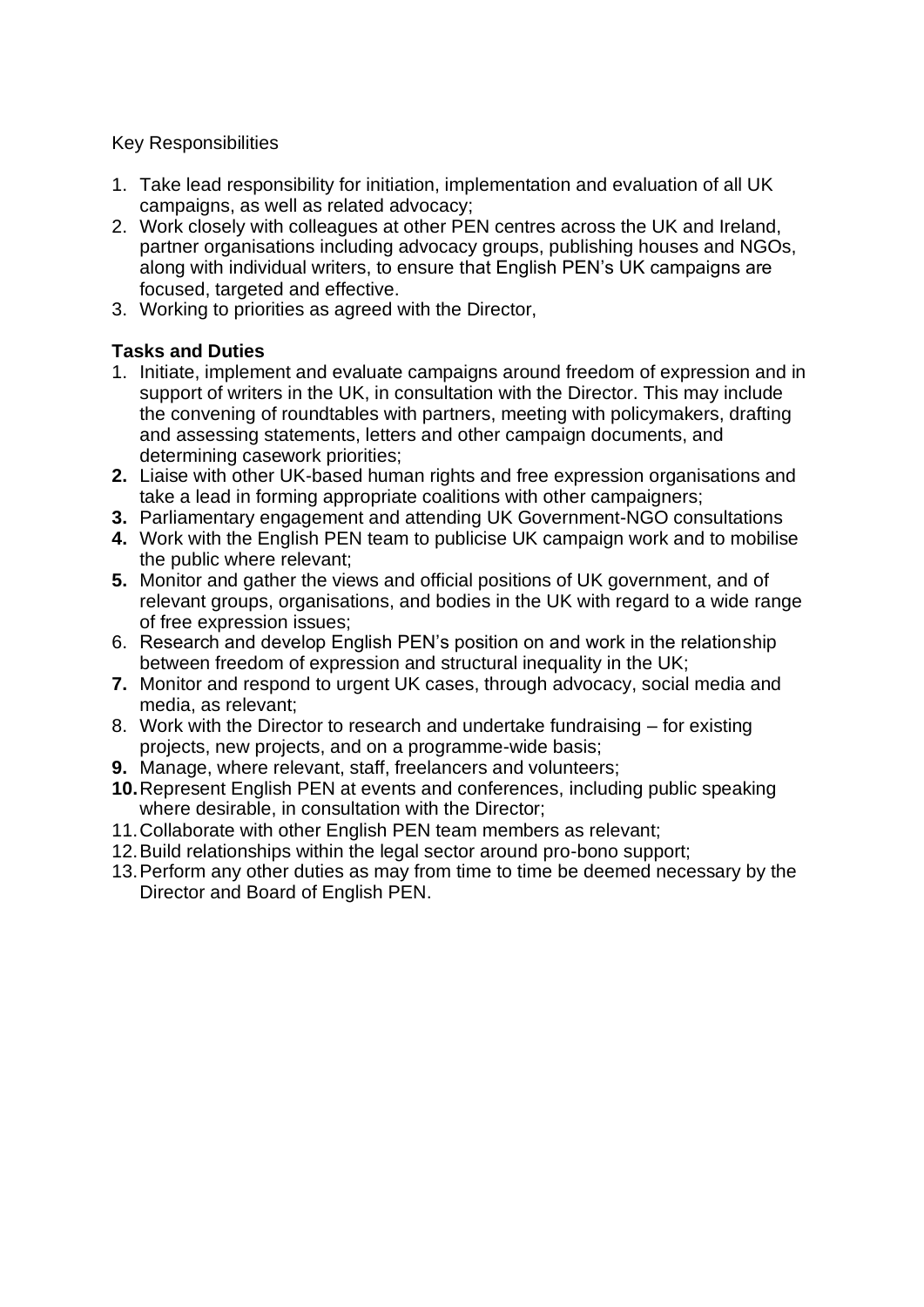Key Responsibilities

1. Take lead responsibility for initiation, implementation and evaluation of all UK campaigns, as well as related advocacy;
2. Work closely with colleagues at other PEN centres across the UK and Ireland, partner organisations including advocacy groups, publishing houses and NGOs, along with individual writers, to ensure that English PEN's UK campaigns are focused, targeted and effective.
3. Working to priorities as agreed with the Director,

**Tasks and Duties**

1. Initiate, implement and evaluate campaigns around freedom of expression and in support of writers in the UK, in consultation with the Director. This may include the convening of roundtables with partners, meeting with policymakers, drafting and assessing statements, letters and other campaign documents, and determining casework priorities;
2. Liaise with other UK-based human rights and free expression organisations and take a lead in forming appropriate coalitions with other campaigners;
3. Parliamentary engagement and attending UK Government-NGO consultations
4. Work with the English PEN team to publicise UK campaign work and to mobilise the public where relevant;
5. Monitor and gather the views and official positions of UK government, and of relevant groups, organisations, and bodies in the UK with regard to a wide range of free expression issues;
6. Research and develop English PEN's position on and work in the relationship between freedom of expression and structural inequality in the UK;
7. Monitor and respond to urgent UK cases, through advocacy, social media and media, as relevant;
8. Work with the Director to research and undertake fundraising – for existing projects, new projects, and on a programme-wide basis;
9. Manage, where relevant, staff, freelancers and volunteers;
10. Represent English PEN at events and conferences, including public speaking where desirable, in consultation with the Director;
11. Collaborate with other English PEN team members as relevant;
12. Build relationships within the legal sector around pro-bono support;
13. Perform any other duties as may from time to time be deemed necessary by the Director and Board of English PEN.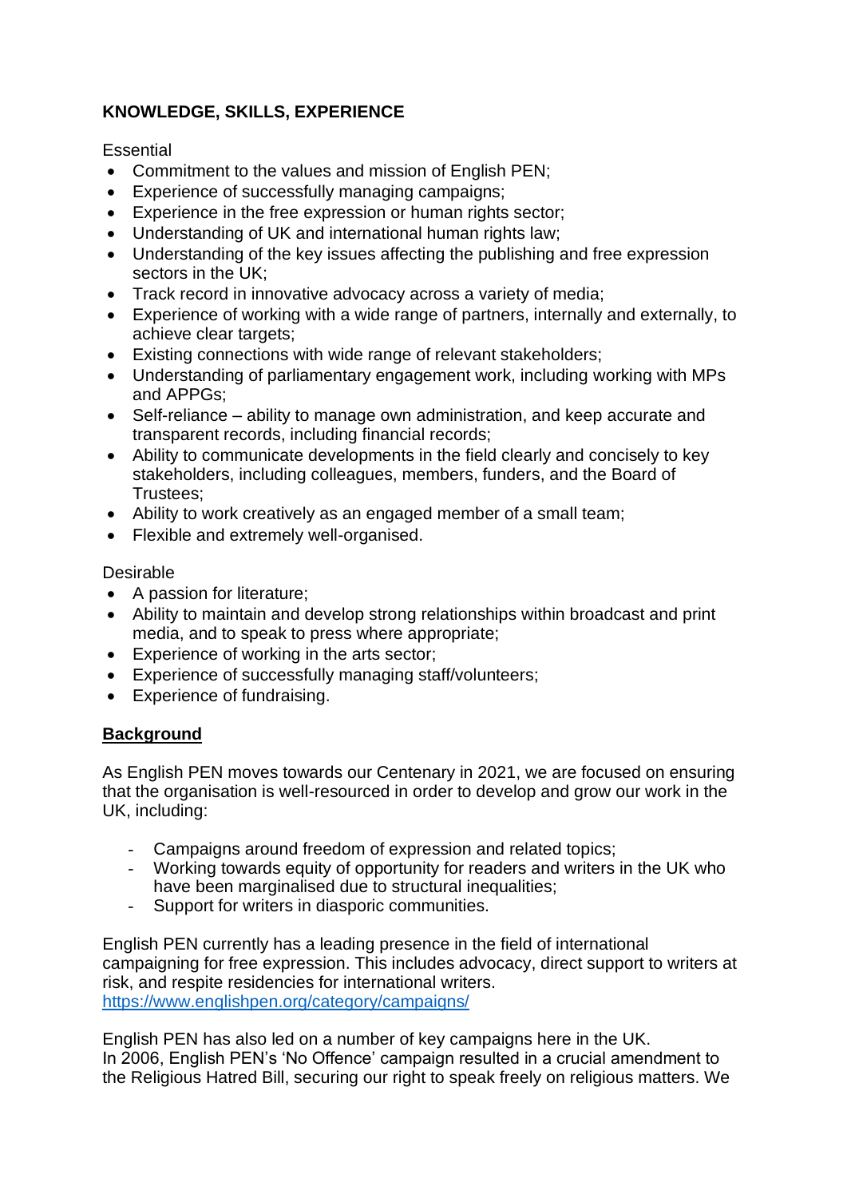**KNOWLEDGE, SKILLS, EXPERIENCE**

Essential

- Commitment to the values and mission of English PEN;
- Experience of successfully managing campaigns;
- Experience in the free expression or human rights sector;
- Understanding of UK and international human rights law;
- Understanding of the key issues affecting the publishing and free expression sectors in the UK;
- Track record in innovative advocacy across a variety of media;
- Experience of working with a wide range of partners, internally and externally, to achieve clear targets;
- Existing connections with wide range of relevant stakeholders;
- Understanding of parliamentary engagement work, including working with MPs and APPGs;
- Self-reliance – ability to manage own administration, and keep accurate and transparent records, including financial records;
- Ability to communicate developments in the field clearly and concisely to key stakeholders, including colleagues, members, funders, and the Board of Trustees;
- Ability to work creatively as an engaged member of a small team;
- Flexible and extremely well-organised.

Desirable

- A passion for literature;
- Ability to maintain and develop strong relationships within broadcast and print media, and to speak to press where appropriate;
- Experience of working in the arts sector;
- Experience of successfully managing staff/volunteers;
- Experience of fundraising.

**Background**

As English PEN moves towards our Centenary in 2021, we are focused on ensuring that the organisation is well-resourced in order to develop and grow our work in the UK, including:

- Campaigns around freedom of expression and related topics;
- Working towards equity of opportunity for readers and writers in the UK who have been marginalised due to structural inequalities;
- Support for writers in diasporic communities.

English PEN currently has a leading presence in the field of international campaigning for free expression. This includes advocacy, direct support to writers at risk, and respite residencies for international writers.
https://www.englishpen.org/category/campaigns/

English PEN has also led on a number of key campaigns here in the UK.
In 2006, English PEN's 'No Offence' campaign resulted in a crucial amendment to the Religious Hatred Bill, securing our right to speak freely on religious matters. We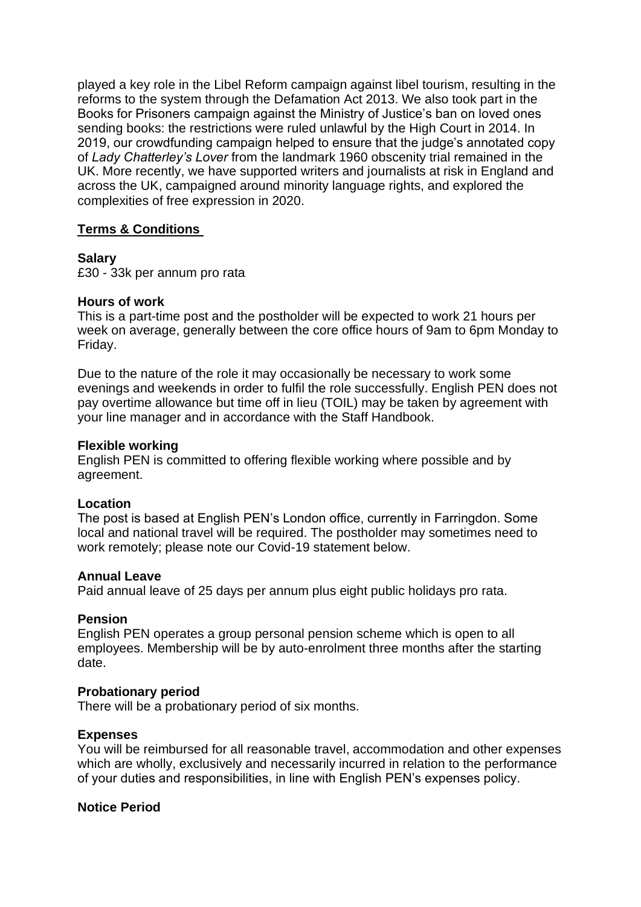played a key role in the Libel Reform campaign against libel tourism, resulting in the reforms to the system through the Defamation Act 2013. We also took part in the Books for Prisoners campaign against the Ministry of Justice's ban on loved ones sending books: the restrictions were ruled unlawful by the High Court in 2014. In 2019, our crowdfunding campaign helped to ensure that the judge's annotated copy of *Lady Chatterley's Lover* from the landmark 1960 obscenity trial remained in the UK. More recently, we have supported writers and journalists at risk in England and across the UK, campaigned around minority language rights, and explored the complexities of free expression in 2020.

## Terms & Conditions

**Salary**
£30 - 33k per annum pro rata

**Hours of work**
This is a part-time post and the postholder will be expected to work 21 hours per week on average, generally between the core office hours of 9am to 6pm Monday to Friday.

Due to the nature of the role it may occasionally be necessary to work some evenings and weekends in order to fulfil the role successfully. English PEN does not pay overtime allowance but time off in lieu (TOIL) may be taken by agreement with your line manager and in accordance with the Staff Handbook.

**Flexible working**
English PEN is committed to offering flexible working where possible and by agreement.

**Location**
The post is based at English PEN's London office, currently in Farringdon. Some local and national travel will be required. The postholder may sometimes need to work remotely; please note our Covid-19 statement below.

**Annual Leave**
Paid annual leave of 25 days per annum plus eight public holidays pro rata.

**Pension**
English PEN operates a group personal pension scheme which is open to all employees. Membership will be by auto-enrolment three months after the starting date.

**Probationary period**
There will be a probationary period of six months.

**Expenses**
You will be reimbursed for all reasonable travel, accommodation and other expenses which are wholly, exclusively and necessarily incurred in relation to the performance of your duties and responsibilities, in line with English PEN's expenses policy.

**Notice Period**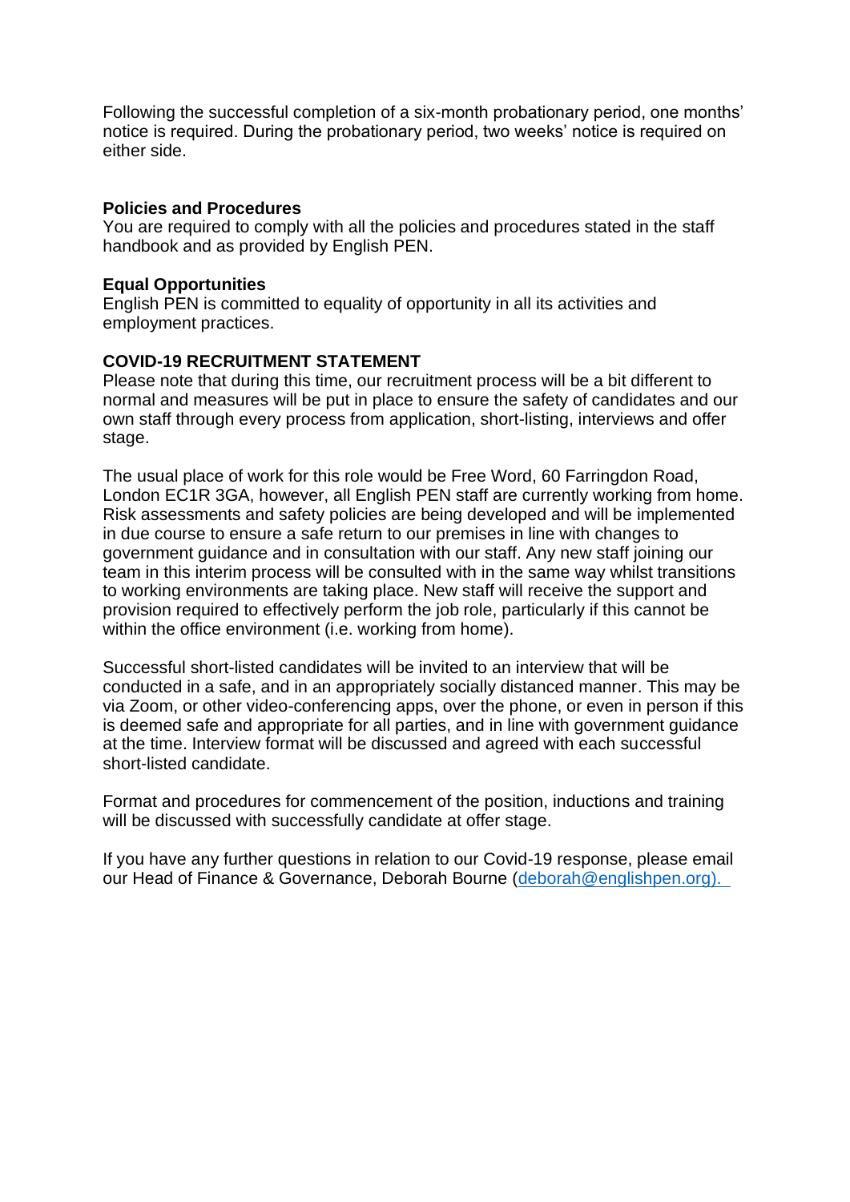Following the successful completion of a six-month probationary period, one months' notice is required. During the probationary period, two weeks' notice is required on either side.

**Policies and Procedures**
You are required to comply with all the policies and procedures stated in the staff handbook and as provided by English PEN.

**Equal Opportunities**
English PEN is committed to equality of opportunity in all its activities and employment practices.

**COVID-19 RECRUITMENT STATEMENT**
Please note that during this time, our recruitment process will be a bit different to normal and measures will be put in place to ensure the safety of candidates and our own staff through every process from application, short-listing, interviews and offer stage.

The usual place of work for this role would be Free Word, 60 Farringdon Road, London EC1R 3GA, however, all English PEN staff are currently working from home. Risk assessments and safety policies are being developed and will be implemented in due course to ensure a safe return to our premises in line with changes to government guidance and in consultation with our staff. Any new staff joining our team in this interim process will be consulted with in the same way whilst transitions to working environments are taking place. New staff will receive the support and provision required to effectively perform the job role, particularly if this cannot be within the office environment (i.e. working from home).

Successful short-listed candidates will be invited to an interview that will be conducted in a safe, and in an appropriately socially distanced manner. This may be via Zoom, or other video-conferencing apps, over the phone, or even in person if this is deemed safe and appropriate for all parties, and in line with government guidance at the time. Interview format will be discussed and agreed with each successful short-listed candidate.

Format and procedures for commencement of the position, inductions and training will be discussed with successfully candidate at offer stage.

If you have any further questions in relation to our Covid-19 response, please email our Head of Finance & Governance, Deborah Bourne (deborah@englishpen.org).